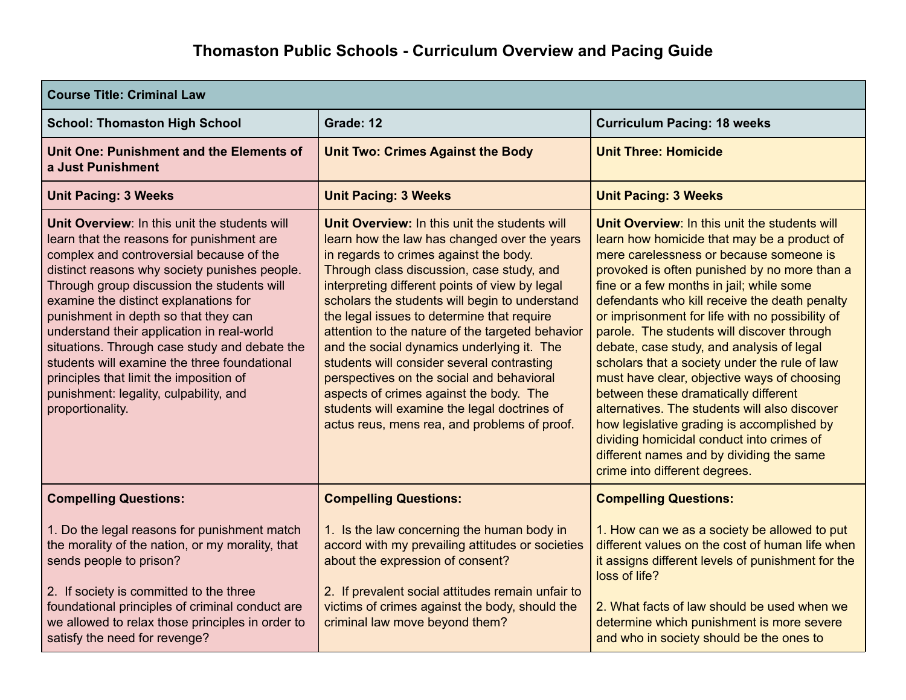# Thomaston Public Schools - Curriculum Overview and Pacing Guide

| **Course Title: Criminal Law** | | |
|---|---|---|
| **School: Thomaston High School** | **Grade: 12** | **Curriculum Pacing: 18 weeks** |
| **Unit One: Punishment and the Elements of a Just Punishment** | **Unit Two: Crimes Against the Body** | **Unit Three: Homicide** |
| **Unit Pacing: 3 Weeks** | **Unit Pacing: 3 Weeks** | **Unit Pacing: 3 Weeks** |
| **Unit Overview**: In this unit the students will learn that the reasons for punishment are complex and controversial because of the distinct reasons why society punishes people. Through group discussion the students will examine the distinct explanations for punishment in depth so that they can understand their application in real-world situations. Through case study and debate the students will examine the three foundational principles that limit the imposition of punishment: legality, culpability, and proportionality. | **Unit Overview:** In this unit the students will learn how the law has changed over the years in regards to crimes against the body. Through class discussion, case study, and interpreting different points of view by legal scholars the students will begin to understand the legal issues to determine that require attention to the nature of the targeted behavior and the social dynamics underlying it. The students will consider several contrasting perspectives on the social and behavioral aspects of crimes against the body. The students will examine the legal doctrines of actus reus, mens rea, and problems of proof. | **Unit Overview**: In this unit the students will learn how homicide that may be a product of mere carelessness or because someone is provoked is often punished by no more than a fine or a few months in jail; while some defendants who kill receive the death penalty or imprisonment for life with no possibility of parole. The students will discover through debate, case study, and analysis of legal scholars that a society under the rule of law must have clear, objective ways of choosing between these dramatically different alternatives. The students will also discover how legislative grading is accomplished by dividing homicidal conduct into crimes of different names and by dividing the same crime into different degrees. |
| **Compelling Questions:**<br><br>1. Do the legal reasons for punishment match the morality of the nation, or my morality, that sends people to prison?<br><br>2. If society is committed to the three foundational principles of criminal conduct are we allowed to relax those principles in order to satisfy the need for revenge? | **Compelling Questions:**<br><br>1. Is the law concerning the human body in accord with my prevailing attitudes or societies about the expression of consent?<br><br>2. If prevalent social attitudes remain unfair to victims of crimes against the body, should the criminal law move beyond them? | **Compelling Questions:**<br><br>1. How can we as a society be allowed to put different values on the cost of human life when it assigns different levels of punishment for the loss of life?<br><br>2. What facts of law should be used when we determine which punishment is more severe and who in society should be the ones to |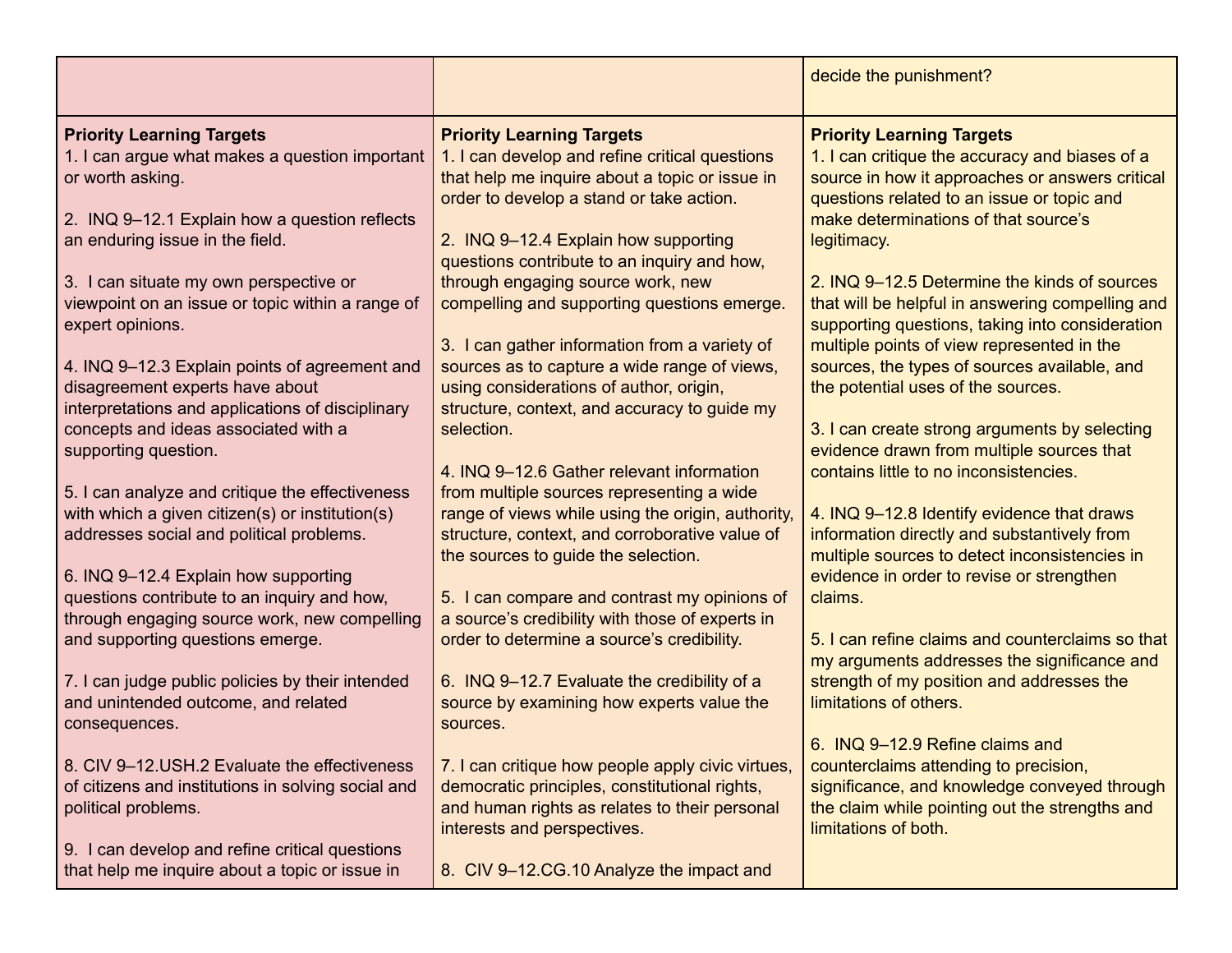| | | |
|---|---|---|
| | | decide the punishment? |
| **Priority Learning Targets**<br>1. I can argue what makes a question important or worth asking.<br><br>2. INQ 9–12.1 Explain how a question reflects an enduring issue in the field.<br><br>3. I can situate my own perspective or viewpoint on an issue or topic within a range of expert opinions.<br><br>4. INQ 9–12.3 Explain points of agreement and disagreement experts have about interpretations and applications of disciplinary concepts and ideas associated with a supporting question.<br><br>5. I can analyze and critique the effectiveness with which a given citizen(s) or institution(s) addresses social and political problems.<br><br>6. INQ 9–12.4 Explain how supporting questions contribute to an inquiry and how, through engaging source work, new compelling and supporting questions emerge.<br><br>7. I can judge public policies by their intended and unintended outcome, and related consequences.<br><br>8. CIV 9–12.USH.2 Evaluate the effectiveness of citizens and institutions in solving social and political problems.<br><br>9. I can develop and refine critical questions that help me inquire about a topic or issue in | **Priority Learning Targets**<br>1. I can develop and refine critical questions that help me inquire about a topic or issue in order to develop a stand or take action.<br><br>2. INQ 9–12.4 Explain how supporting questions contribute to an inquiry and how, through engaging source work, new compelling and supporting questions emerge.<br><br>3. I can gather information from a variety of sources as to capture a wide range of views, using considerations of author, origin, structure, context, and accuracy to guide my selection.<br><br>4. INQ 9–12.6 Gather relevant information from multiple sources representing a wide range of views while using the origin, authority, structure, context, and corroborative value of the sources to guide the selection.<br><br>5. I can compare and contrast my opinions of a source's credibility with those of experts in order to determine a source's credibility.<br><br>6. INQ 9–12.7 Evaluate the credibility of a source by examining how experts value the sources.<br><br>7. I can critique how people apply civic virtues, democratic principles, constitutional rights, and human rights as relates to their personal interests and perspectives.<br><br>8. CIV 9–12.CG.10 Analyze the impact and | **Priority Learning Targets**<br>1. I can critique the accuracy and biases of a source in how it approaches or answers critical questions related to an issue or topic and make determinations of that source's legitimacy.<br><br>2. INQ 9–12.5 Determine the kinds of sources that will be helpful in answering compelling and supporting questions, taking into consideration multiple points of view represented in the sources, the types of sources available, and the potential uses of the sources.<br><br>3. I can create strong arguments by selecting evidence drawn from multiple sources that contains little to no inconsistencies.<br><br>4. INQ 9–12.8 Identify evidence that draws information directly and substantively from multiple sources to detect inconsistencies in evidence in order to revise or strengthen claims.<br><br>5. I can refine claims and counterclaims so that my arguments addresses the significance and strength of my position and addresses the limitations of others.<br><br>6. INQ 9–12.9 Refine claims and counterclaims attending to precision, significance, and knowledge conveyed through the claim while pointing out the strengths and limitations of both. |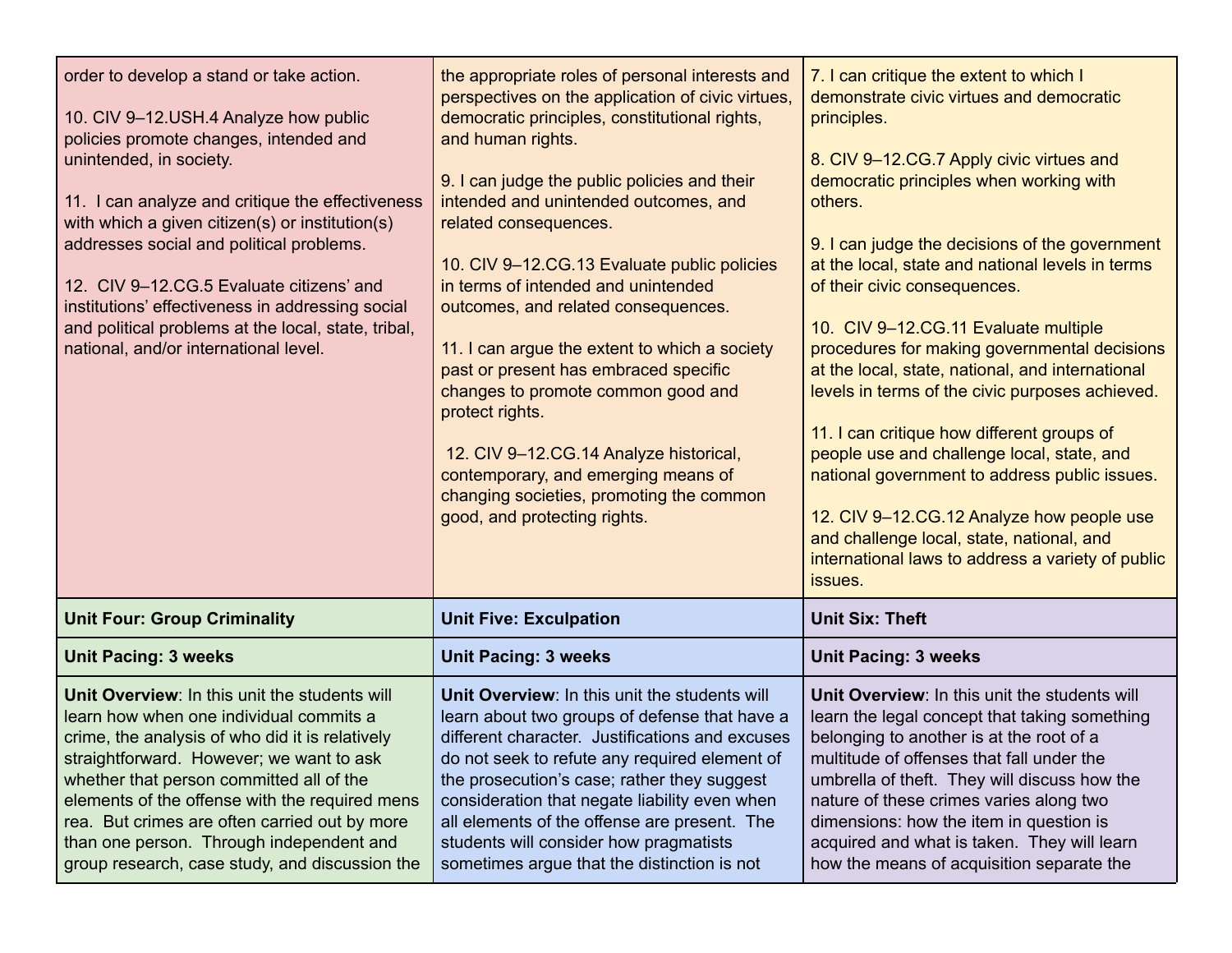| order to develop a stand or take action.<br><br>10. CIV 9–12.USH.4 Analyze how public policies promote changes, intended and unintended, in society.<br><br>11. I can analyze and critique the effectiveness with which a given citizen(s) or institution(s) addresses social and political problems.<br><br>12. CIV 9–12.CG.5 Evaluate citizens' and institutions' effectiveness in addressing social and political problems at the local, state, tribal, national, and/or international level. | the appropriate roles of personal interests and perspectives on the application of civic virtues, democratic principles, constitutional rights, and human rights.<br><br>9. I can judge the public policies and their intended and unintended outcomes, and related consequences.<br><br>10. CIV 9–12.CG.13 Evaluate public policies in terms of intended and unintended outcomes, and related consequences.<br><br>11. I can argue the extent to which a society past or present has embraced specific changes to promote common good and protect rights.<br><br>12. CIV 9–12.CG.14 Analyze historical, contemporary, and emerging means of changing societies, promoting the common good, and protecting rights. | 7. I can critique the extent to which I demonstrate civic virtues and democratic principles.<br><br>8. CIV 9–12.CG.7 Apply civic virtues and democratic principles when working with others.<br><br>9. I can judge the decisions of the government at the local, state and national levels in terms of their civic consequences.<br><br>10. CIV 9–12.CG.11 Evaluate multiple procedures for making governmental decisions at the local, state, national, and international levels in terms of the civic purposes achieved.<br><br>11. I can critique how different groups of people use and challenge local, state, and national government to address public issues.<br><br>12. CIV 9–12.CG.12 Analyze how people use and challenge local, state, national, and international laws to address a variety of public issues. |
|---|---|---|
| **Unit Four: Group Criminality** | **Unit Five: Exculpation** | **Unit Six: Theft** |
| **Unit Pacing: 3 weeks** | **Unit Pacing: 3 weeks** | **Unit Pacing: 3 weeks** |
| **Unit Overview**: In this unit the students will learn how when one individual commits a crime, the analysis of who did it is relatively straightforward. However; we want to ask whether that person committed all of the elements of the offense with the required mens rea. But crimes are often carried out by more than one person. Through independent and group research, case study, and discussion the | **Unit Overview**: In this unit the students will learn about two groups of defense that have a different character. Justifications and excuses do not seek to refute any required element of the prosecution's case; rather they suggest consideration that negate liability even when all elements of the offense are present. The students will consider how pragmatists sometimes argue that the distinction is not | **Unit Overview**: In this unit the students will learn the legal concept that taking something belonging to another is at the root of a multitude of offenses that fall under the umbrella of theft. They will discuss how the nature of these crimes varies along two dimensions: how the item in question is acquired and what is taken. They will learn how the means of acquisition separate the |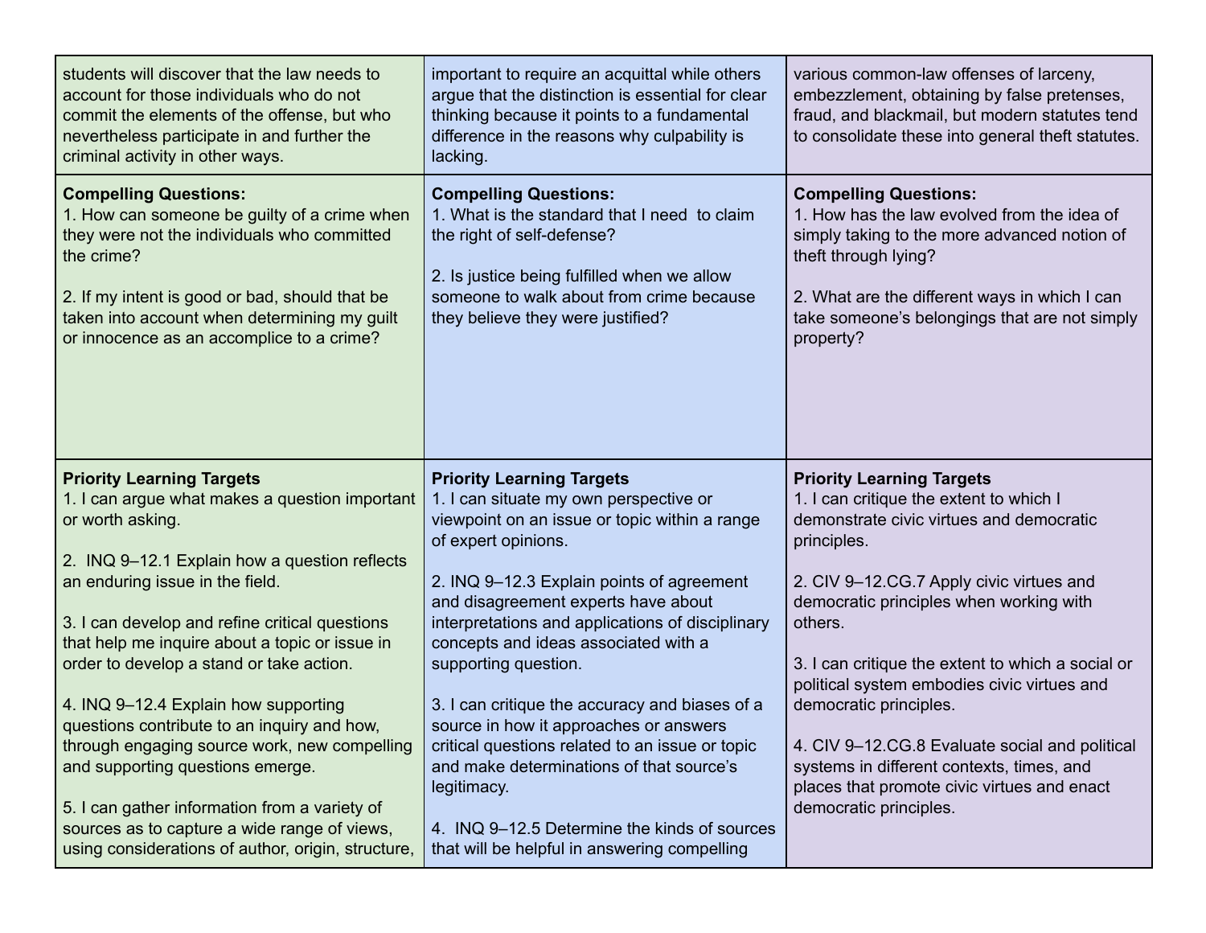| | | |
|---|---|---|
| students will discover that the law needs to account for those individuals who do not commit the elements of the offense, but who nevertheless participate in and further the criminal activity in other ways. | important to require an acquittal while others argue that the distinction is essential for clear thinking because it points to a fundamental difference in the reasons why culpability is lacking. | various common-law offenses of larceny, embezzlement, obtaining by false pretenses, fraud, and blackmail, but modern statutes tend to consolidate these into general theft statutes. |
| **Compelling Questions:**<br>1. How can someone be guilty of a crime when they were not the individuals who committed the crime?<br><br>2. If my intent is good or bad, should that be taken into account when determining my guilt or innocence as an accomplice to a crime? | **Compelling Questions:**<br>1. What is the standard that I need to claim the right of self-defense?<br><br>2. Is justice being fulfilled when we allow someone to walk about from crime because they believe they were justified? | **Compelling Questions:**<br>1. How has the law evolved from the idea of simply taking to the more advanced notion of theft through lying?<br><br>2. What are the different ways in which I can take someone's belongings that are not simply property? |
| **Priority Learning Targets**<br>1. I can argue what makes a question important or worth asking.<br><br>2. INQ 9–12.1 Explain how a question reflects an enduring issue in the field.<br><br>3. I can develop and refine critical questions that help me inquire about a topic or issue in order to develop a stand or take action.<br><br>4. INQ 9–12.4 Explain how supporting questions contribute to an inquiry and how, through engaging source work, new compelling and supporting questions emerge.<br><br>5. I can gather information from a variety of sources as to capture a wide range of views, using considerations of author, origin, structure, | **Priority Learning Targets**<br>1. I can situate my own perspective or viewpoint on an issue or topic within a range of expert opinions.<br><br>2. INQ 9–12.3 Explain points of agreement and disagreement experts have about interpretations and applications of disciplinary concepts and ideas associated with a supporting question.<br><br>3. I can critique the accuracy and biases of a source in how it approaches or answers critical questions related to an issue or topic and make determinations of that source's legitimacy.<br><br>4. INQ 9–12.5 Determine the kinds of sources that will be helpful in answering compelling | **Priority Learning Targets**<br>1. I can critique the extent to which I demonstrate civic virtues and democratic principles.<br><br>2. CIV 9–12.CG.7 Apply civic virtues and democratic principles when working with others.<br><br>3. I can critique the extent to which a social or political system embodies civic virtues and democratic principles.<br><br>4. CIV 9–12.CG.8 Evaluate social and political systems in different contexts, times, and places that promote civic virtues and enact democratic principles. |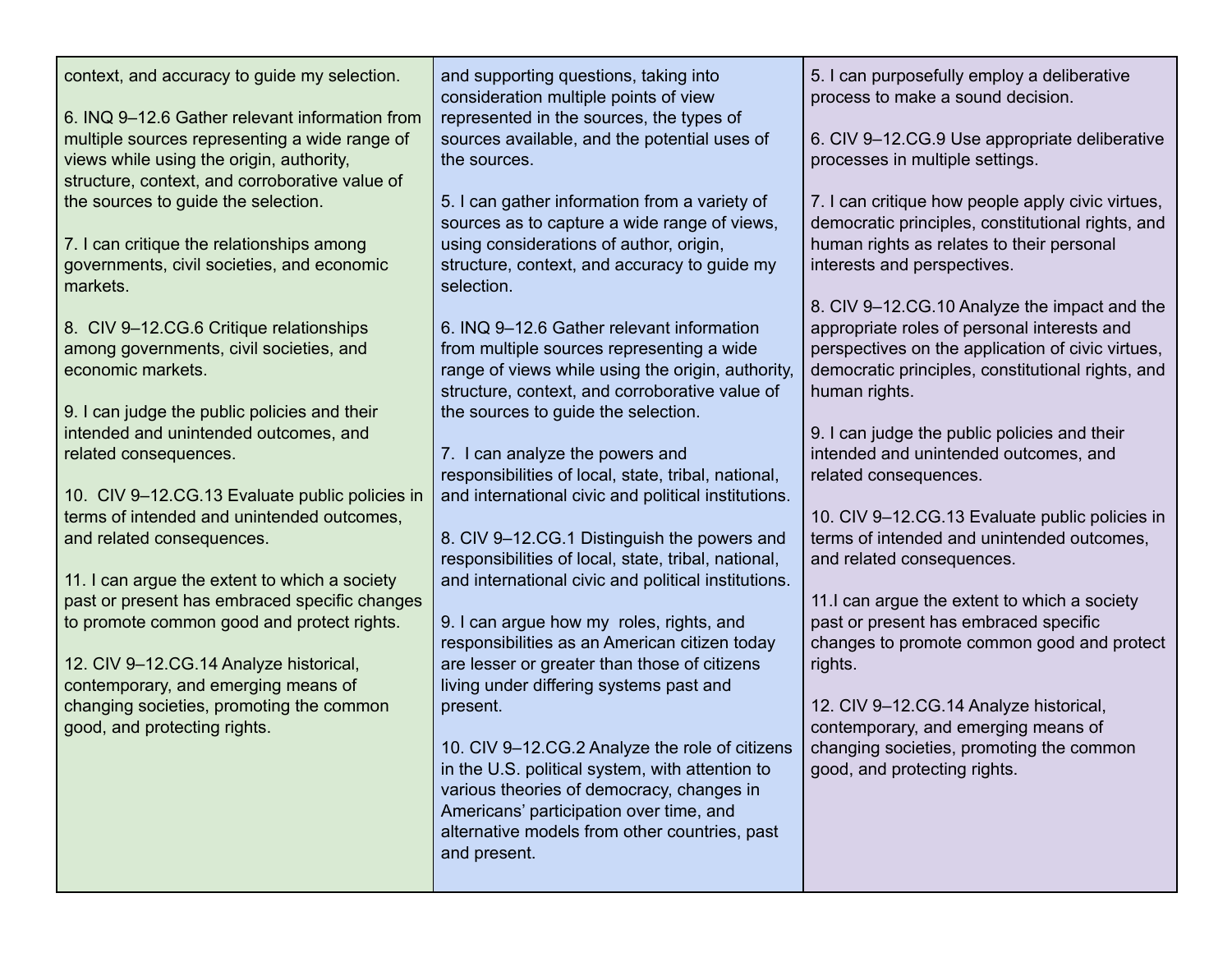| | | |
|---|---|---|
| context, and accuracy to guide my selection.<br><br>6. INQ 9–12.6 Gather relevant information from multiple sources representing a wide range of views while using the origin, authority, structure, context, and corroborative value of the sources to guide the selection.<br><br>7. I can critique the relationships among governments, civil societies, and economic markets.<br><br>8. CIV 9–12.CG.6 Critique relationships among governments, civil societies, and economic markets.<br><br>9. I can judge the public policies and their intended and unintended outcomes, and related consequences.<br><br>10. CIV 9–12.CG.13 Evaluate public policies in terms of intended and unintended outcomes, and related consequences.<br><br>11. I can argue the extent to which a society past or present has embraced specific changes to promote common good and protect rights.<br><br>12. CIV 9–12.CG.14 Analyze historical, contemporary, and emerging means of changing societies, promoting the common good, and protecting rights. | and supporting questions, taking into consideration multiple points of view represented in the sources, the types of sources available, and the potential uses of the sources.<br><br>5. I can gather information from a variety of sources as to capture a wide range of views, using considerations of author, origin, structure, context, and accuracy to guide my selection.<br><br>6. INQ 9–12.6 Gather relevant information from multiple sources representing a wide range of views while using the origin, authority, structure, context, and corroborative value of the sources to guide the selection.<br><br>7. I can analyze the powers and responsibilities of local, state, tribal, national, and international civic and political institutions.<br><br>8. CIV 9–12.CG.1 Distinguish the powers and responsibilities of local, state, tribal, national, and international civic and political institutions.<br><br>9. I can argue how my roles, rights, and responsibilities as an American citizen today are lesser or greater than those of citizens living under differing systems past and present.<br><br>10. CIV 9–12.CG.2 Analyze the role of citizens in the U.S. political system, with attention to various theories of democracy, changes in Americans' participation over time, and alternative models from other countries, past and present. | 5. I can purposefully employ a deliberative process to make a sound decision.<br><br>6. CIV 9–12.CG.9 Use appropriate deliberative processes in multiple settings.<br><br>7. I can critique how people apply civic virtues, democratic principles, constitutional rights, and human rights as relates to their personal interests and perspectives.<br><br>8. CIV 9–12.CG.10 Analyze the impact and the appropriate roles of personal interests and perspectives on the application of civic virtues, democratic principles, constitutional rights, and human rights.<br><br>9. I can judge the public policies and their intended and unintended outcomes, and related consequences.<br><br>10. CIV 9–12.CG.13 Evaluate public policies in terms of intended and unintended outcomes, and related consequences.<br><br>11.I can argue the extent to which a society past or present has embraced specific changes to promote common good and protect rights.<br><br>12. CIV 9–12.CG.14 Analyze historical, contemporary, and emerging means of changing societies, promoting the common good, and protecting rights. |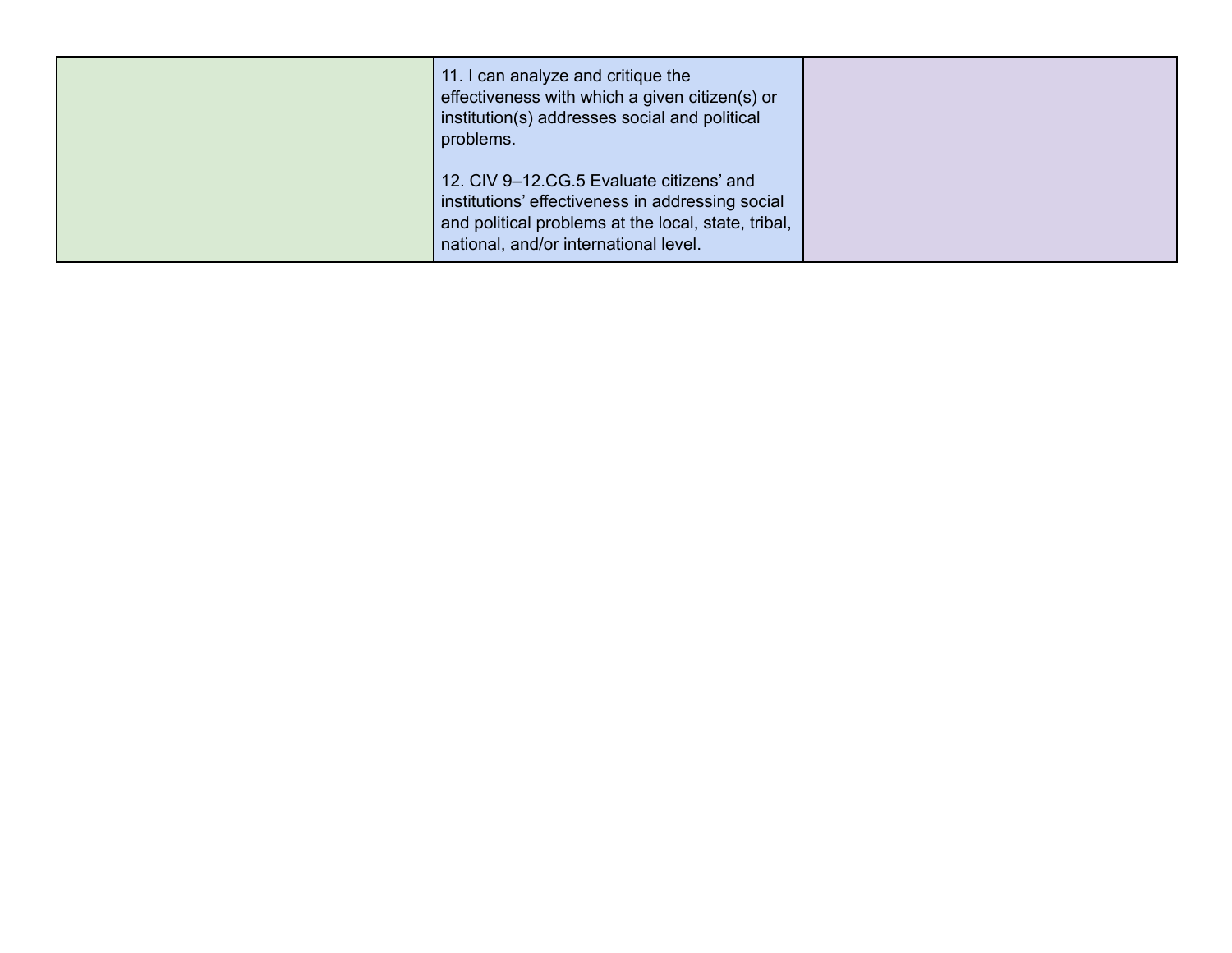| | | |
|---|---|---|
| | 11. I can analyze and critique the effectiveness with which a given citizen(s) or institution(s) addresses social and political problems.<br><br>12. CIV 9–12.CG.5 Evaluate citizens' and institutions' effectiveness in addressing social and political problems at the local, state, tribal, national, and/or international level. | |